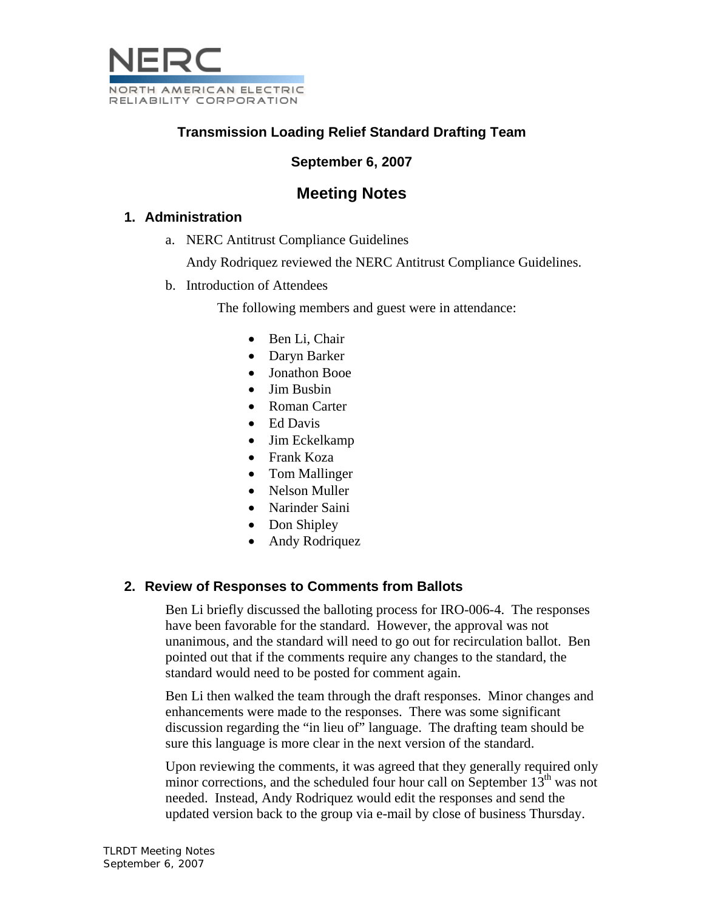NERC

NORTH AMERICAN ELECTRIC RELIABILITY CORPORATION

# Transmission Loading Relief Standard Drafting Team

**September 6, 2007**

## Meeting Notes

### 1. Administration

a. NERC Antitrust Compliance Guidelines

Andy Rodriquez reviewed the NERC Antitrust Compliance Guidelines.

b. Introduction of Attendees

The following members and guest were in attendance:

- Ben Li, Chair
- Daryn Barker
- Jonathon Booe
- Jim Busbin
- Roman Carter
- Ed Davis
- Jim Eckelkamp
- Frank Koza
- Tom Mallinger
- Nelson Muller
- Narinder Saini
- Don Shipley
- Andy Rodriquez

### 2. Review of Responses to Comments from Ballots

Ben Li briefly discussed the balloting process for IRO-006-4. The responses have been favorable for the standard. However, the approval was not unanimous, and the standard will need to go out for recirculation ballot. Ben pointed out that if the comments require any changes to the standard, the standard would need to be posted for comment again.

Ben Li then walked the team through the draft responses. Minor changes and enhancements were made to the responses. There was some significant discussion regarding the "in lieu of" language. The drafting team should be sure this language is more clear in the next version of the standard.

Upon reviewing the comments, it was agreed that they generally required only minor corrections, and the scheduled four hour call on September 13th was not needed. Instead, Andy Rodriquez would edit the responses and send the updated version back to the group via e-mail by close of business Thursday.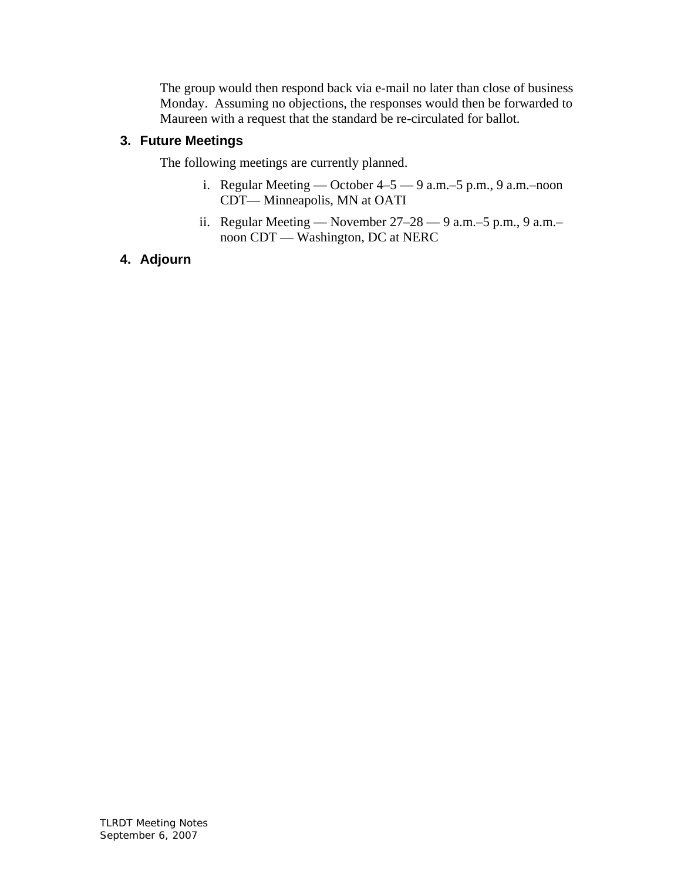The group would then respond back via e-mail no later than close of business Monday. Assuming no objections, the responses would then be forwarded to Maureen with a request that the standard be re-circulated for ballot.

### 3. Future Meetings

The following meetings are currently planned.

i. Regular Meeting — October 4–5 — 9 a.m.–5 p.m., 9 a.m.–noon CDT— Minneapolis, MN at OATI

ii. Regular Meeting — November 27–28 — 9 a.m.–5 p.m., 9 a.m.–noon CDT — Washington, DC at NERC

### 4. Adjourn